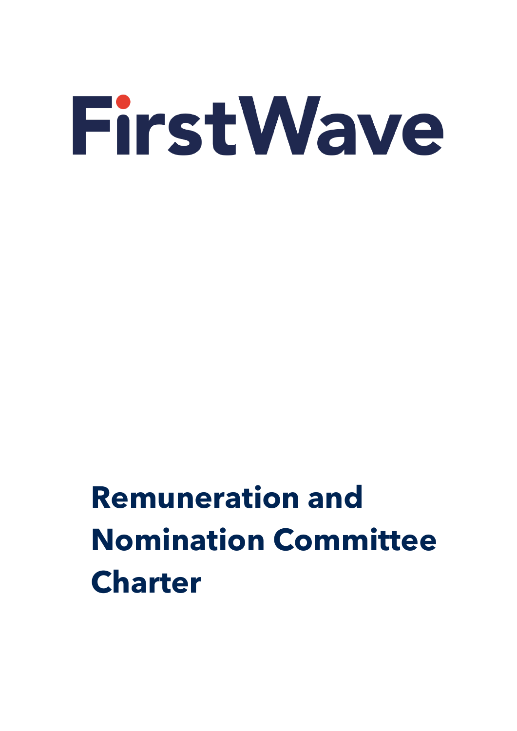FirstWave

# Remuneration and Nomination Committee Charter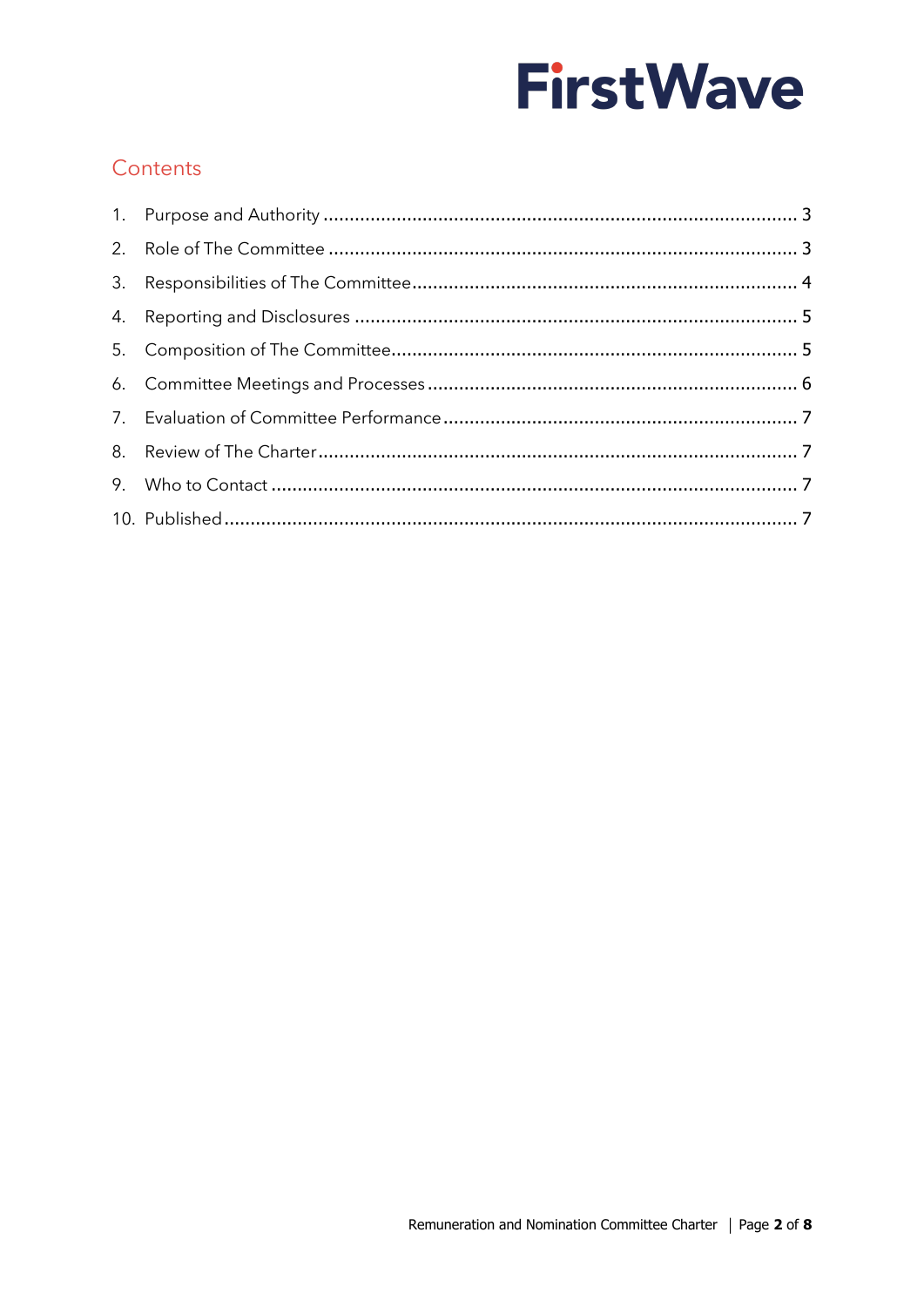## Contents

1. Purpose and Authority ........................................................................................ 3
2. Role of The Committee ........................................................................................ 3
3. Responsibilities of The Committee ........................................................................ 4
4. Reporting and Disclosures .................................................................................. 5
5. Composition of The Committee ............................................................................ 5
6. Committee Meetings and Processes ..................................................................... 6
7. Evaluation of Committee Performance .................................................................. 7
8. Review of The Charter ......................................................................................... 7
9. Who to Contact .................................................................................................. 7
10. Published ........................................................................................................... 7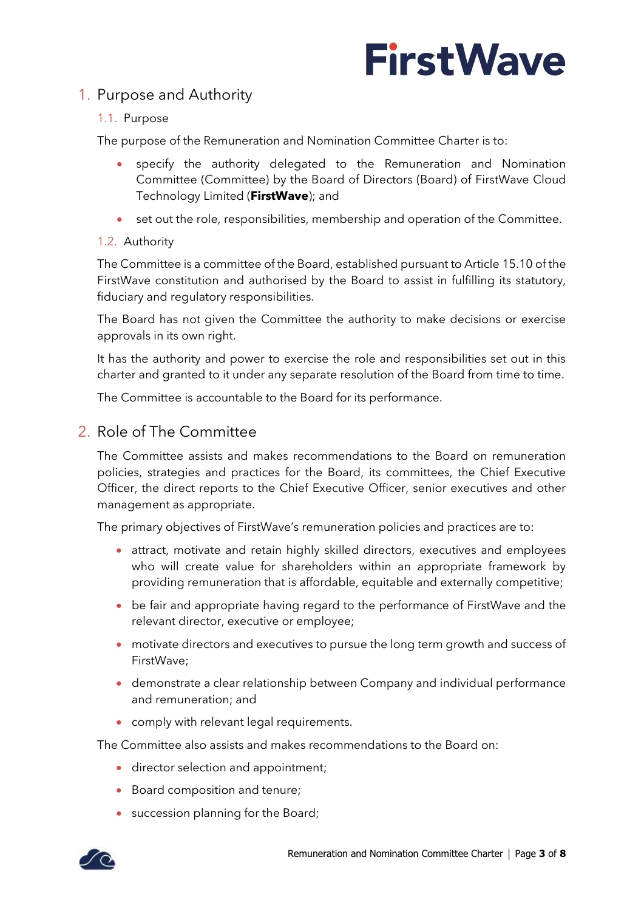# 1. Purpose and Authority

## 1.1. Purpose

The purpose of the Remuneration and Nomination Committee Charter is to:

- specify the authority delegated to the Remuneration and Nomination Committee (Committee) by the Board of Directors (Board) of FirstWave Cloud Technology Limited (**FirstWave**); and
- set out the role, responsibilities, membership and operation of the Committee.

## 1.2. Authority

The Committee is a committee of the Board, established pursuant to Article 15.10 of the FirstWave constitution and authorised by the Board to assist in fulfilling its statutory, fiduciary and regulatory responsibilities.

The Board has not given the Committee the authority to make decisions or exercise approvals in its own right.

It has the authority and power to exercise the role and responsibilities set out in this charter and granted to it under any separate resolution of the Board from time to time.

The Committee is accountable to the Board for its performance.

# 2. Role of The Committee

The Committee assists and makes recommendations to the Board on remuneration policies, strategies and practices for the Board, its committees, the Chief Executive Officer, the direct reports to the Chief Executive Officer, senior executives and other management as appropriate.

The primary objectives of FirstWave's remuneration policies and practices are to:

- attract, motivate and retain highly skilled directors, executives and employees who will create value for shareholders within an appropriate framework by providing remuneration that is affordable, equitable and externally competitive;
- be fair and appropriate having regard to the performance of FirstWave and the relevant director, executive or employee;
- motivate directors and executives to pursue the long term growth and success of FirstWave;
- demonstrate a clear relationship between Company and individual performance and remuneration; and
- comply with relevant legal requirements.

The Committee also assists and makes recommendations to the Board on:

- director selection and appointment;
- Board composition and tenure;
- succession planning for the Board;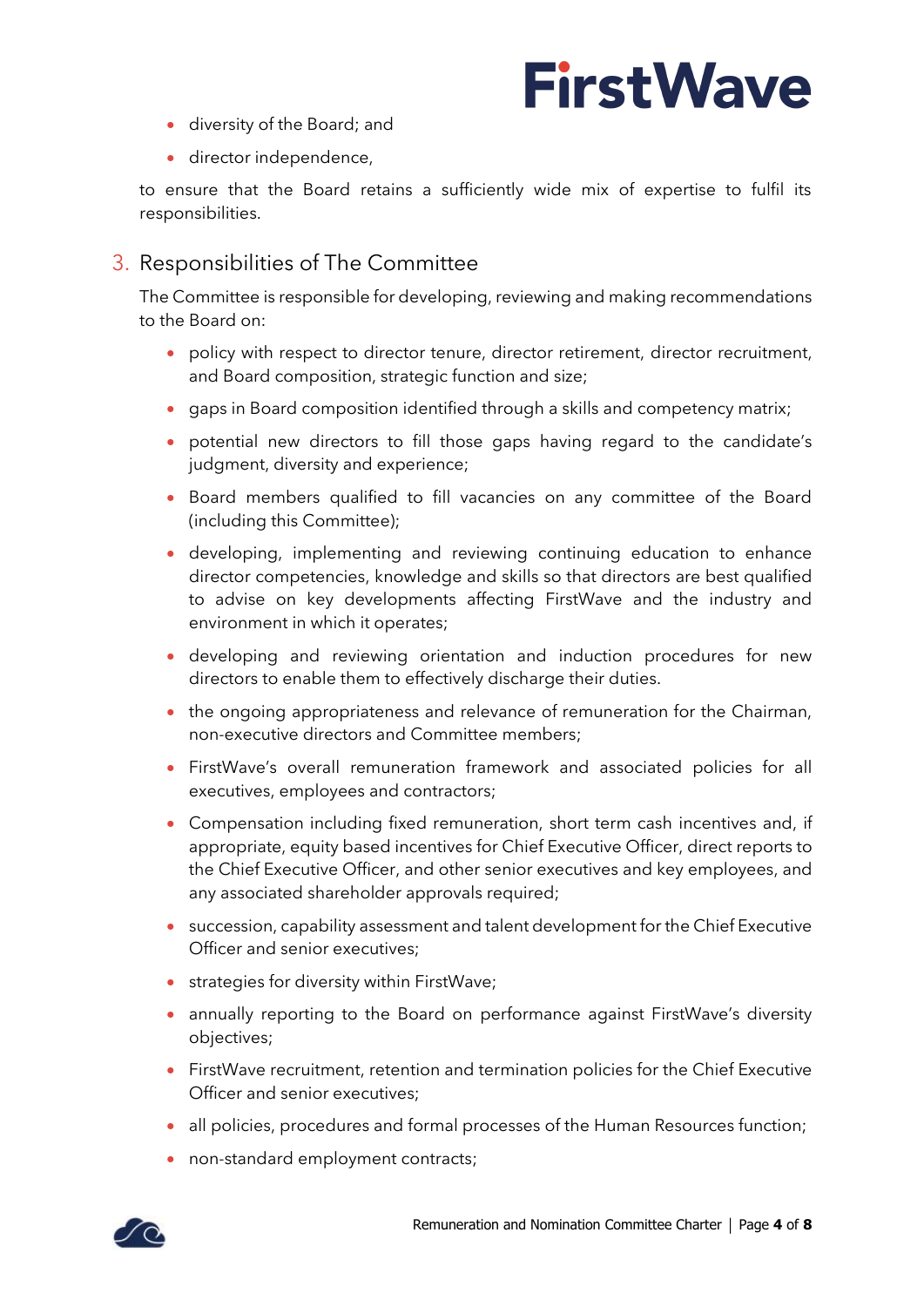- diversity of the Board; and
- director independence,

to ensure that the Board retains a sufficiently wide mix of expertise to fulfil its responsibilities.

## 3. Responsibilities of The Committee

The Committee is responsible for developing, reviewing and making recommendations to the Board on:

- policy with respect to director tenure, director retirement, director recruitment, and Board composition, strategic function and size;
- gaps in Board composition identified through a skills and competency matrix;
- potential new directors to fill those gaps having regard to the candidate's judgment, diversity and experience;
- Board members qualified to fill vacancies on any committee of the Board (including this Committee);
- developing, implementing and reviewing continuing education to enhance director competencies, knowledge and skills so that directors are best qualified to advise on key developments affecting FirstWave and the industry and environment in which it operates;
- developing and reviewing orientation and induction procedures for new directors to enable them to effectively discharge their duties.
- the ongoing appropriateness and relevance of remuneration for the Chairman, non-executive directors and Committee members;
- FirstWave's overall remuneration framework and associated policies for all executives, employees and contractors;
- Compensation including fixed remuneration, short term cash incentives and, if appropriate, equity based incentives for Chief Executive Officer, direct reports to the Chief Executive Officer, and other senior executives and key employees, and any associated shareholder approvals required;
- succession, capability assessment and talent development for the Chief Executive Officer and senior executives;
- strategies for diversity within FirstWave;
- annually reporting to the Board on performance against FirstWave's diversity objectives;
- FirstWave recruitment, retention and termination policies for the Chief Executive Officer and senior executives;
- all policies, procedures and formal processes of the Human Resources function;
- non-standard employment contracts;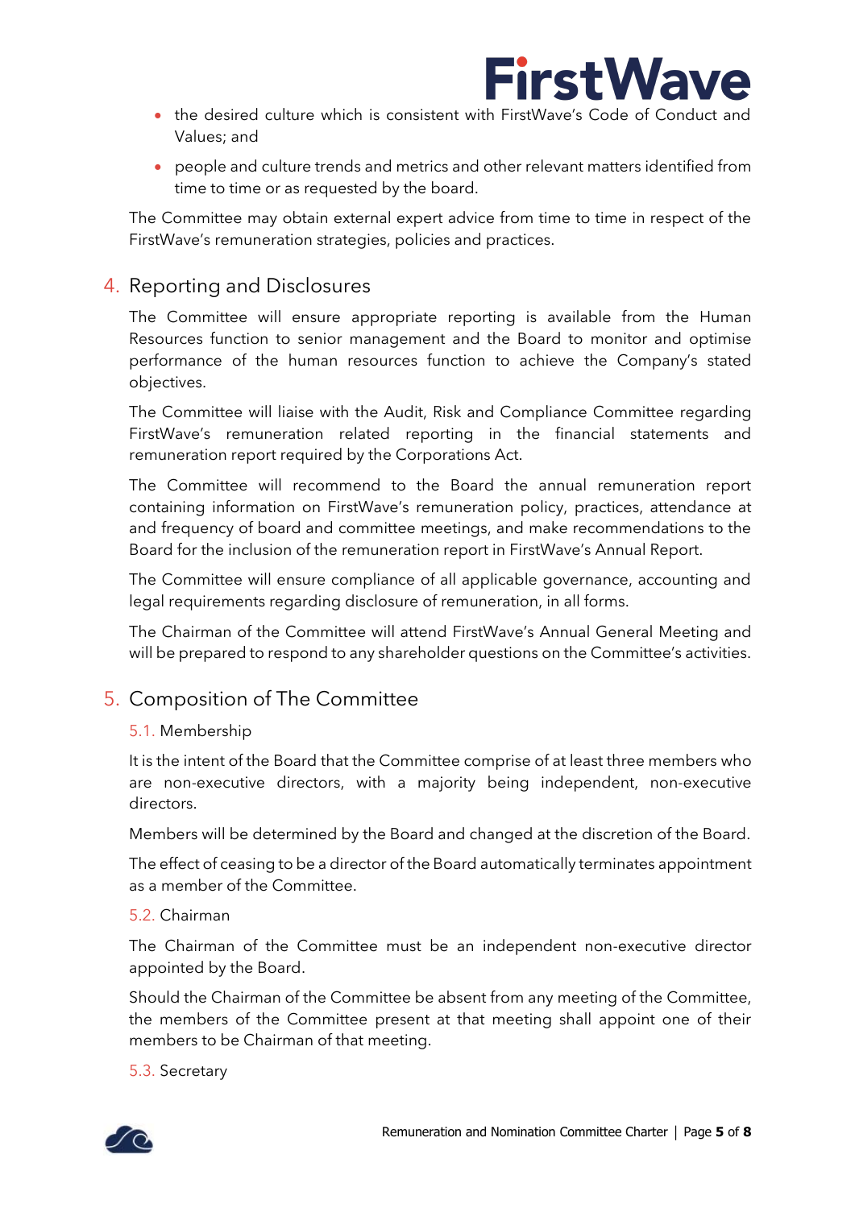- the desired culture which is consistent with FirstWave's Code of Conduct and Values; and
- people and culture trends and metrics and other relevant matters identified from time to time or as requested by the board.

The Committee may obtain external expert advice from time to time in respect of the FirstWave's remuneration strategies, policies and practices.

## 4. Reporting and Disclosures

The Committee will ensure appropriate reporting is available from the Human Resources function to senior management and the Board to monitor and optimise performance of the human resources function to achieve the Company's stated objectives.

The Committee will liaise with the Audit, Risk and Compliance Committee regarding FirstWave's remuneration related reporting in the financial statements and remuneration report required by the Corporations Act.

The Committee will recommend to the Board the annual remuneration report containing information on FirstWave's remuneration policy, practices, attendance at and frequency of board and committee meetings, and make recommendations to the Board for the inclusion of the remuneration report in FirstWave's Annual Report.

The Committee will ensure compliance of all applicable governance, accounting and legal requirements regarding disclosure of remuneration, in all forms.

The Chairman of the Committee will attend FirstWave's Annual General Meeting and will be prepared to respond to any shareholder questions on the Committee's activities.

## 5. Composition of The Committee

### 5.1. Membership

It is the intent of the Board that the Committee comprise of at least three members who are non-executive directors, with a majority being independent, non-executive directors.

Members will be determined by the Board and changed at the discretion of the Board.

The effect of ceasing to be a director of the Board automatically terminates appointment as a member of the Committee.

### 5.2. Chairman

The Chairman of the Committee must be an independent non-executive director appointed by the Board.

Should the Chairman of the Committee be absent from any meeting of the Committee, the members of the Committee present at that meeting shall appoint one of their members to be Chairman of that meeting.

### 5.3. Secretary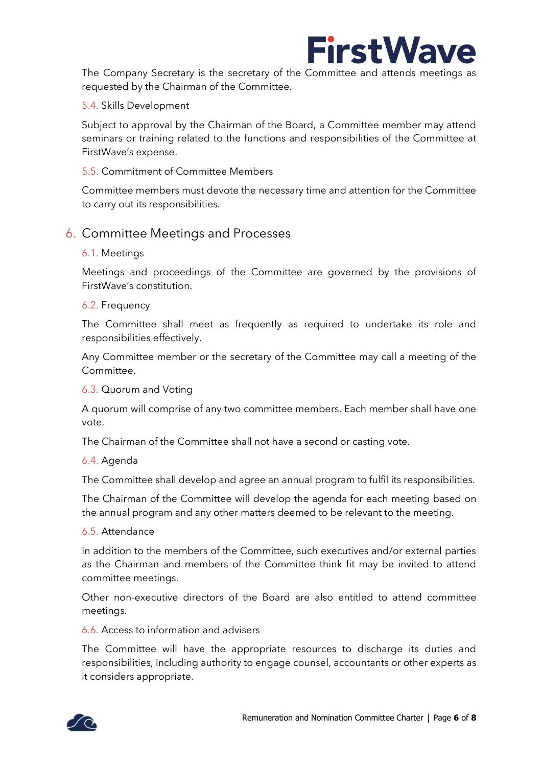The Company Secretary is the secretary of the Committee and attends meetings as requested by the Chairman of the Committee.

### 5.4. Skills Development

Subject to approval by the Chairman of the Board, a Committee member may attend seminars or training related to the functions and responsibilities of the Committee at FirstWave's expense.

### 5.5. Commitment of Committee Members

Committee members must devote the necessary time and attention for the Committee to carry out its responsibilities.

## 6. Committee Meetings and Processes

### 6.1. Meetings

Meetings and proceedings of the Committee are governed by the provisions of FirstWave's constitution.

### 6.2. Frequency

The Committee shall meet as frequently as required to undertake its role and responsibilities effectively.

Any Committee member or the secretary of the Committee may call a meeting of the Committee.

### 6.3. Quorum and Voting

A quorum will comprise of any two committee members. Each member shall have one vote.

The Chairman of the Committee shall not have a second or casting vote.

### 6.4. Agenda

The Committee shall develop and agree an annual program to fulfil its responsibilities.

The Chairman of the Committee will develop the agenda for each meeting based on the annual program and any other matters deemed to be relevant to the meeting.

### 6.5. Attendance

In addition to the members of the Committee, such executives and/or external parties as the Chairman and members of the Committee think fit may be invited to attend committee meetings.

Other non-executive directors of the Board are also entitled to attend committee meetings.

### 6.6. Access to information and advisers

The Committee will have the appropriate resources to discharge its duties and responsibilities, including authority to engage counsel, accountants or other experts as it considers appropriate.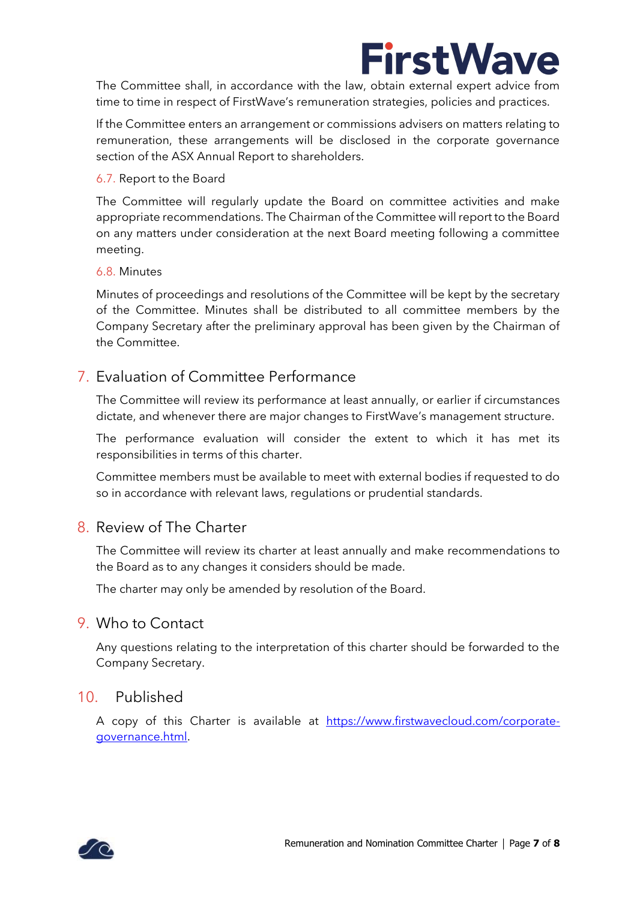The Committee shall, in accordance with the law, obtain external expert advice from time to time in respect of FirstWave's remuneration strategies, policies and practices.

If the Committee enters an arrangement or commissions advisers on matters relating to remuneration, these arrangements will be disclosed in the corporate governance section of the ASX Annual Report to shareholders.

### 6.7. Report to the Board

The Committee will regularly update the Board on committee activities and make appropriate recommendations. The Chairman of the Committee will report to the Board on any matters under consideration at the next Board meeting following a committee meeting.

### 6.8. Minutes

Minutes of proceedings and resolutions of the Committee will be kept by the secretary of the Committee. Minutes shall be distributed to all committee members by the Company Secretary after the preliminary approval has been given by the Chairman of the Committee.

## 7. Evaluation of Committee Performance

The Committee will review its performance at least annually, or earlier if circumstances dictate, and whenever there are major changes to FirstWave's management structure.

The performance evaluation will consider the extent to which it has met its responsibilities in terms of this charter.

Committee members must be available to meet with external bodies if requested to do so in accordance with relevant laws, regulations or prudential standards.

## 8. Review of The Charter

The Committee will review its charter at least annually and make recommendations to the Board as to any changes it considers should be made.

The charter may only be amended by resolution of the Board.

## 9. Who to Contact

Any questions relating to the interpretation of this charter should be forwarded to the Company Secretary.

## 10. Published

A copy of this Charter is available at [https://www.firstwavecloud.com/corporate-governance.html](https://www.firstwavecloud.com/corporate-governance.html).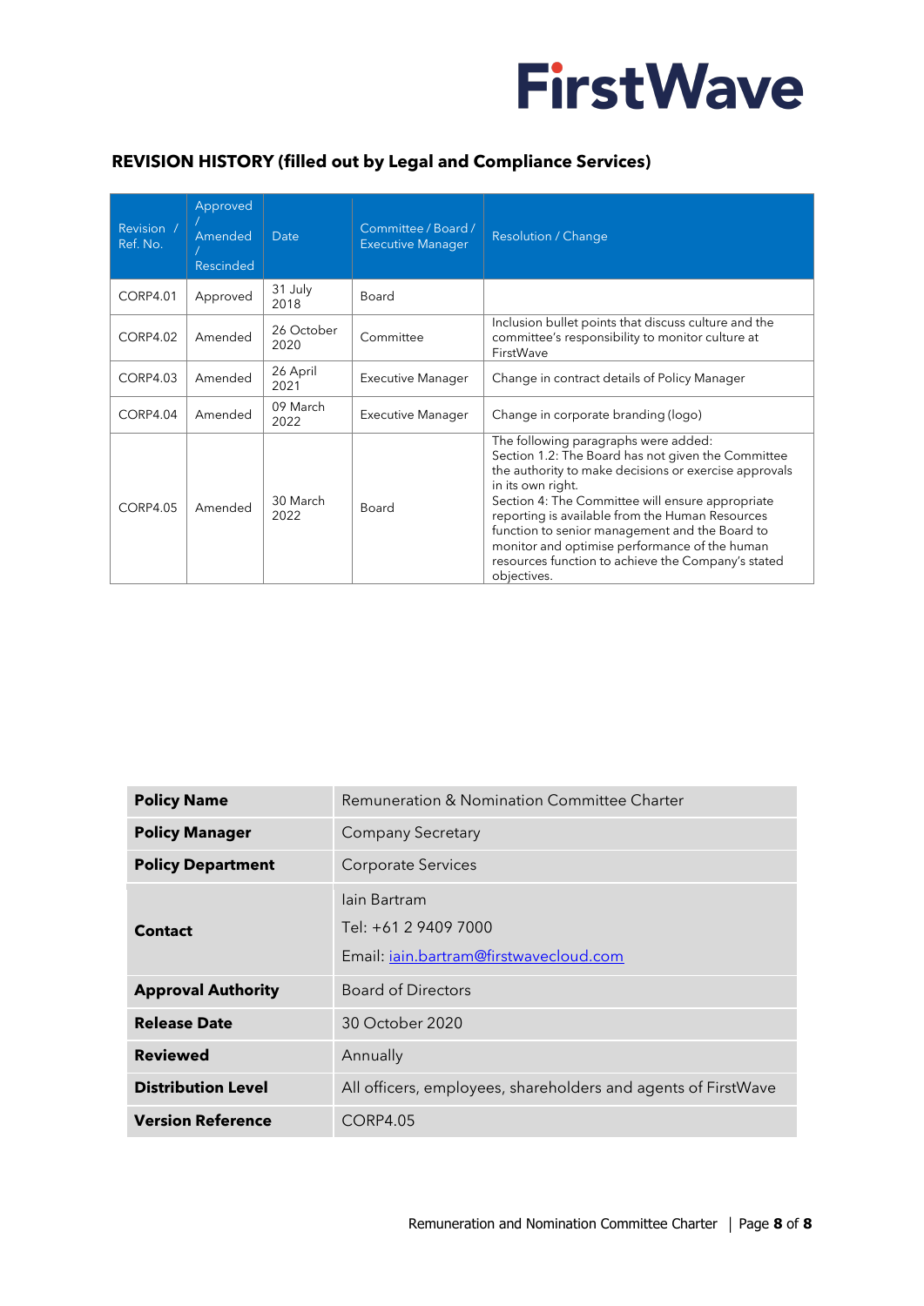## REVISION HISTORY (filled out by Legal and Compliance Services)

| Revision / Ref. No. | Approved / Amended / Rescinded | Date | Committee / Board / Executive Manager | Resolution / Change |
|---|---|---|---|---|
| CORP4.01 | Approved | 31 July 2018 | Board | |
| CORP4.02 | Amended | 26 October 2020 | Committee | Inclusion bullet points that discuss culture and the committee's responsibility to monitor culture at FirstWave |
| CORP4.03 | Amended | 26 April 2021 | Executive Manager | Change in contract details of Policy Manager |
| CORP4.04 | Amended | 09 March 2022 | Executive Manager | Change in corporate branding (logo) |
| CORP4.05 | Amended | 30 March 2022 | Board | The following paragraphs were added: Section 1.2: The Board has not given the Committee the authority to make decisions or exercise approvals in its own right. Section 4: The Committee will ensure appropriate reporting is available from the Human Resources function to senior management and the Board to monitor and optimise performance of the human resources function to achieve the Company's stated objectives. |

| | |
|---|---|
| **Policy Name** | Remuneration & Nomination Committee Charter |
| **Policy Manager** | Company Secretary |
| **Policy Department** | Corporate Services |
| **Contact** | Iain Bartram<br>Tel: +61 2 9409 7000<br>Email: iain.bartram@firstwavecloud.com |
| **Approval Authority** | Board of Directors |
| **Release Date** | 30 October 2020 |
| **Reviewed** | Annually |
| **Distribution Level** | All officers, employees, shareholders and agents of FirstWave |
| **Version Reference** | CORP4.05 |